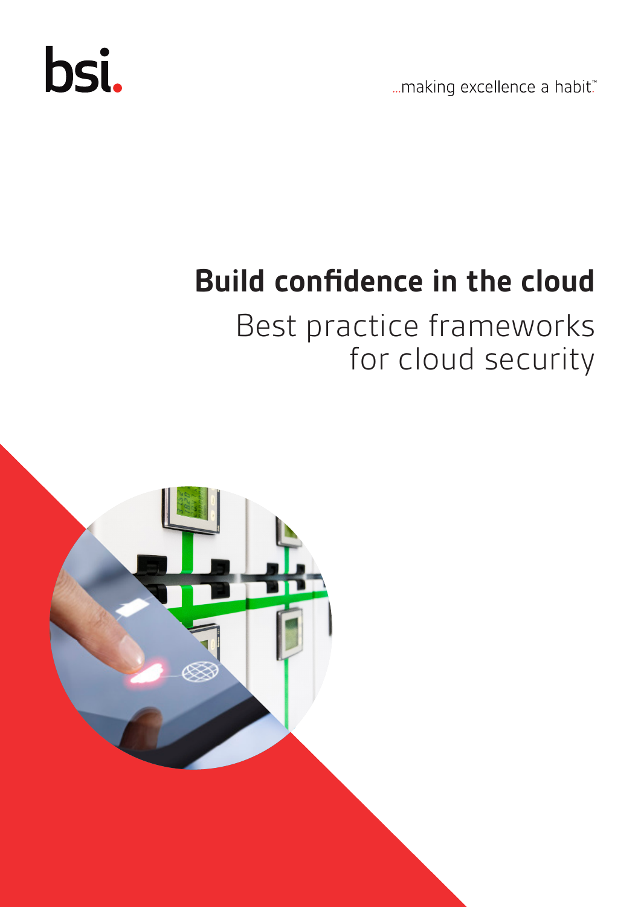bsi.

...making excellence a habit.™

# Build confidence in the cloud

## Best practice frameworks for cloud security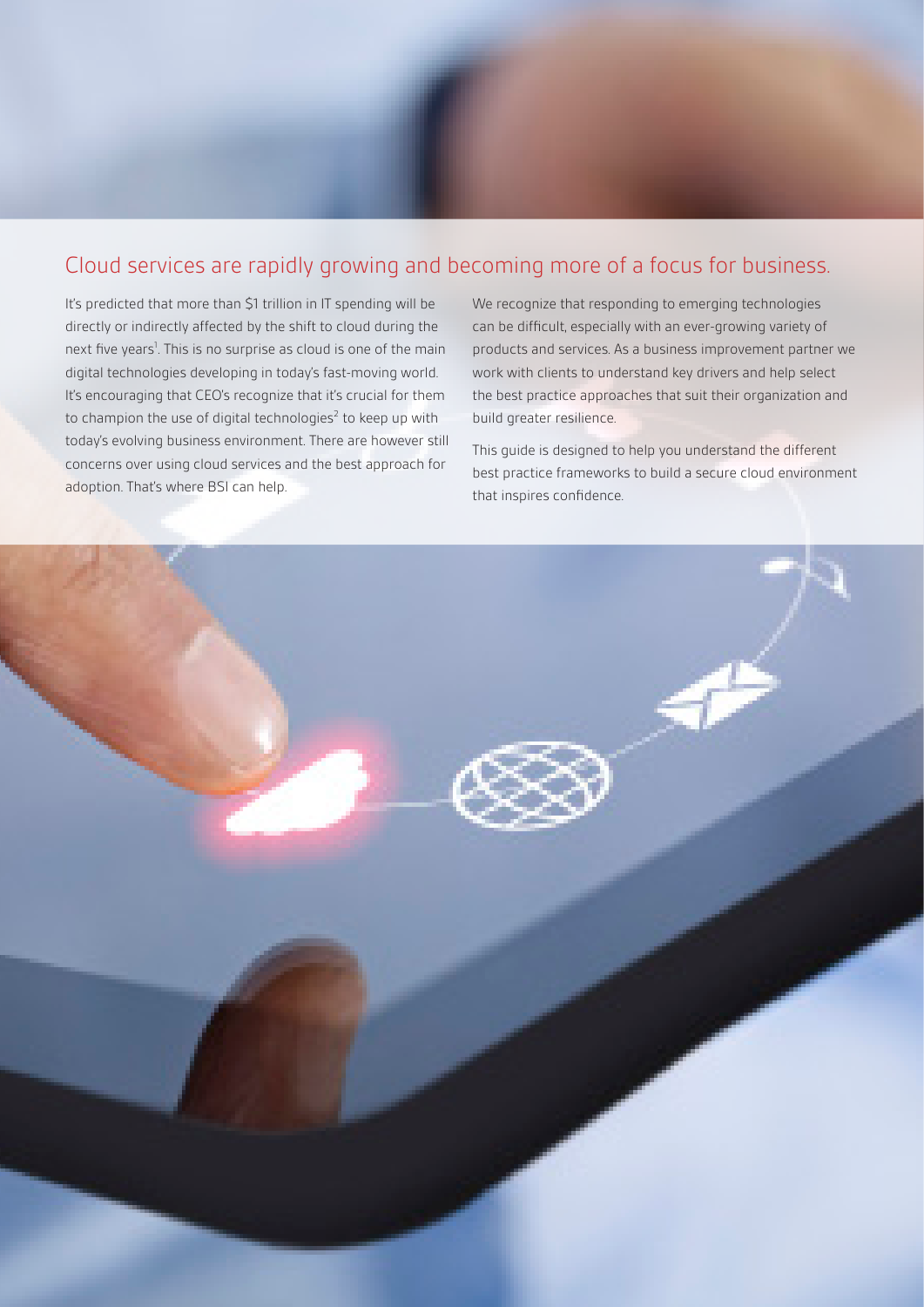## Cloud services are rapidly growing and becoming more of a focus for business.

It's predicted that more than $1 trillion in IT spending will be directly or indirectly affected by the shift to cloud during the next five years[1]. This is no surprise as cloud is one of the main digital technologies developing in today's fast-moving world. It's encouraging that CEO's recognize that it's crucial for them to champion the use of digital technologies[2] to keep up with today's evolving business environment. There are however still concerns over using cloud services and the best approach for adoption. That's where BSI can help.

We recognize that responding to emerging technologies can be difficult, especially with an ever-growing variety of products and services. As a business improvement partner we work with clients to understand key drivers and help select the best practice approaches that suit their organization and build greater resilience.

This guide is designed to help you understand the different best practice frameworks to build a secure cloud environment that inspires confidence.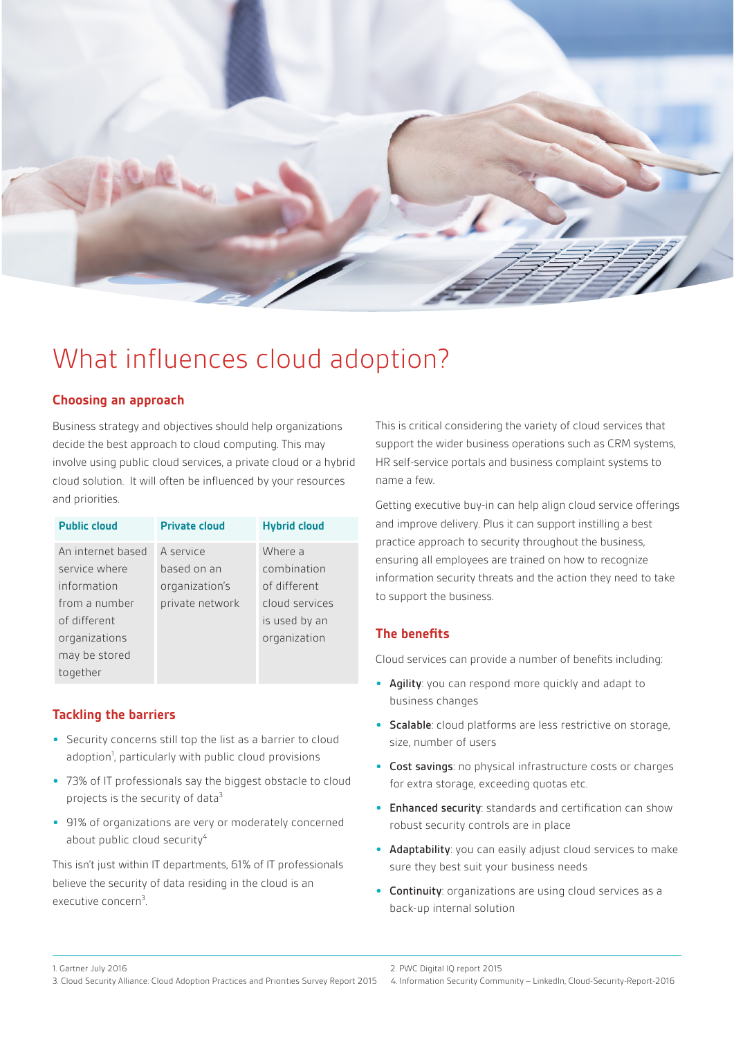# What influences cloud adoption?

## Choosing an approach

Business strategy and objectives should help organizations decide the best approach to cloud computing. This may involve using public cloud services, a private cloud or a hybrid cloud solution. It will often be influenced by your resources and priorities.

| Public cloud | Private cloud | Hybrid cloud |
| --- | --- | --- |
| An internet based service where information from a number of different organizations may be stored together | A service based on an organization's private network | Where a combination of different cloud services is used by an organization |

## Tackling the barriers

- Security concerns still top the list as a barrier to cloud adoption[1], particularly with public cloud provisions
- 73% of IT professionals say the biggest obstacle to cloud projects is the security of data[3]
- 91% of organizations are very or moderately concerned about public cloud security[4]

This isn't just within IT departments, 61% of IT professionals believe the security of data residing in the cloud is an executive concern[3].

This is critical considering the variety of cloud services that support the wider business operations such as CRM systems, HR self-service portals and business complaint systems to name a few.

Getting executive buy-in can help align cloud service offerings and improve delivery. Plus it can support instilling a best practice approach to security throughout the business, ensuring all employees are trained on how to recognize information security threats and the action they need to take to support the business.

## The benefits

Cloud services can provide a number of benefits including:

- **Agility**: you can respond more quickly and adapt to business changes
- **Scalable**: cloud platforms are less restrictive on storage, size, number of users
- **Cost savings**: no physical infrastructure costs or charges for extra storage, exceeding quotas etc.
- **Enhanced security**: standards and certification can show robust security controls are in place
- **Adaptability**: you can easily adjust cloud services to make sure they best suit your business needs
- **Continuity**: organizations are using cloud services as a back-up internal solution

---

1. Gartner July 2016
2. PWC Digital IQ report 2015
3. Cloud Security Alliance: Cloud Adoption Practices and Priorities Survey Report 2015
4. Information Security Community – LinkedIn, Cloud-Security-Report-2016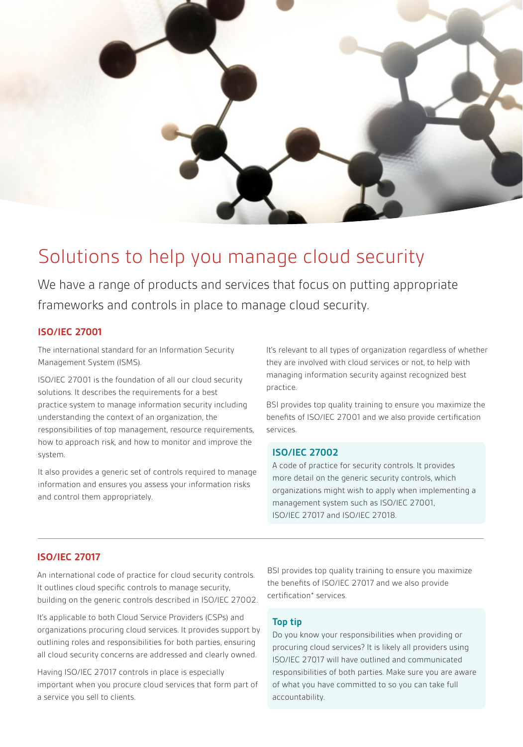# Solutions to help you manage cloud security

We have a range of products and services that focus on putting appropriate frameworks and controls in place to manage cloud security.

## ISO/IEC 27001

The international standard for an Information Security Management System (ISMS).

ISO/IEC 27001 is the foundation of all our cloud security solutions. It describes the requirements for a best practice system to manage information security including understanding the context of an organization, the responsibilities of top management, resource requirements, how to approach risk, and how to monitor and improve the system.

It also provides a generic set of controls required to manage information and ensures you assess your information risks and control them appropriately.

It's relevant to all types of organization regardless of whether they are involved with cloud services or not, to help with managing information security against recognized best practice.

BSI provides top quality training to ensure you maximize the benefits of ISO/IEC 27001 and we also provide certification services.

### ISO/IEC 27002

A code of practice for security controls. It provides more detail on the generic security controls, which organizations might wish to apply when implementing a management system such as ISO/IEC 27001, ISO/IEC 27017 and ISO/IEC 27018.

---

## ISO/IEC 27017

An international code of practice for cloud security controls. It outlines cloud specific controls to manage security, building on the generic controls described in ISO/IEC 27002.

It's applicable to both Cloud Service Providers (CSPs) and organizations procuring cloud services. It provides support by outlining roles and responsibilities for both parties, ensuring all cloud security concerns are addressed and clearly owned.

Having ISO/IEC 27017 controls in place is especially important when you procure cloud services that form part of a service you sell to clients.

BSI provides top quality training to ensure you maximize the benefits of ISO/IEC 27017 and we also provide certification* services.

### Top tip

Do you know your responsibilities when providing or procuring cloud services? It is likely all providers using ISO/IEC 27017 will have outlined and communicated responsibilities of both parties. Make sure you are aware of what you have committed to so you can take full accountability.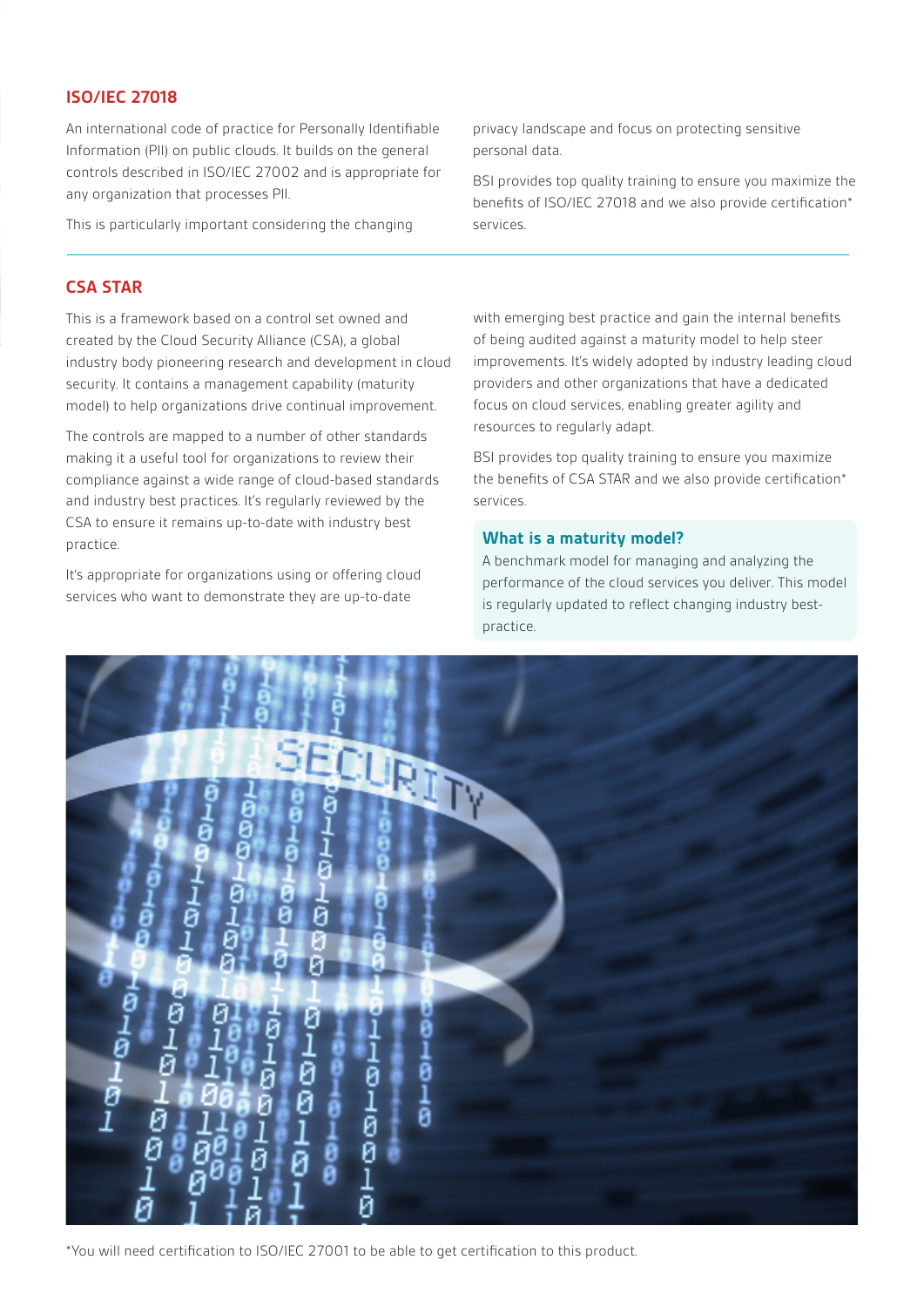## ISO/IEC 27018

An international code of practice for Personally Identifiable Information (PII) on public clouds. It builds on the general controls described in ISO/IEC 27002 and is appropriate for any organization that processes PII.

This is particularly important considering the changing privacy landscape and focus on protecting sensitive personal data.

BSI provides top quality training to ensure you maximize the benefits of ISO/IEC 27018 and we also provide certification* services.

## CSA STAR

This is a framework based on a control set owned and created by the Cloud Security Alliance (CSA), a global industry body pioneering research and development in cloud security. It contains a management capability (maturity model) to help organizations drive continual improvement.

The controls are mapped to a number of other standards making it a useful tool for organizations to review their compliance against a wide range of cloud-based standards and industry best practices. It's regularly reviewed by the CSA to ensure it remains up-to-date with industry best practice.

It's appropriate for organizations using or offering cloud services who want to demonstrate they are up-to-date with emerging best practice and gain the internal benefits of being audited against a maturity model to help steer improvements. It's widely adopted by industry leading cloud providers and other organizations that have a dedicated focus on cloud services, enabling greater agility and resources to regularly adapt.

BSI provides top quality training to ensure you maximize the benefits of CSA STAR and we also provide certification* services.

### What is a maturity model?

A benchmark model for managing and analyzing the performance of the cloud services you deliver. This model is regularly updated to reflect changing industry best-practice.

*You will need certification to ISO/IEC 27001 to be able to get certification to this product.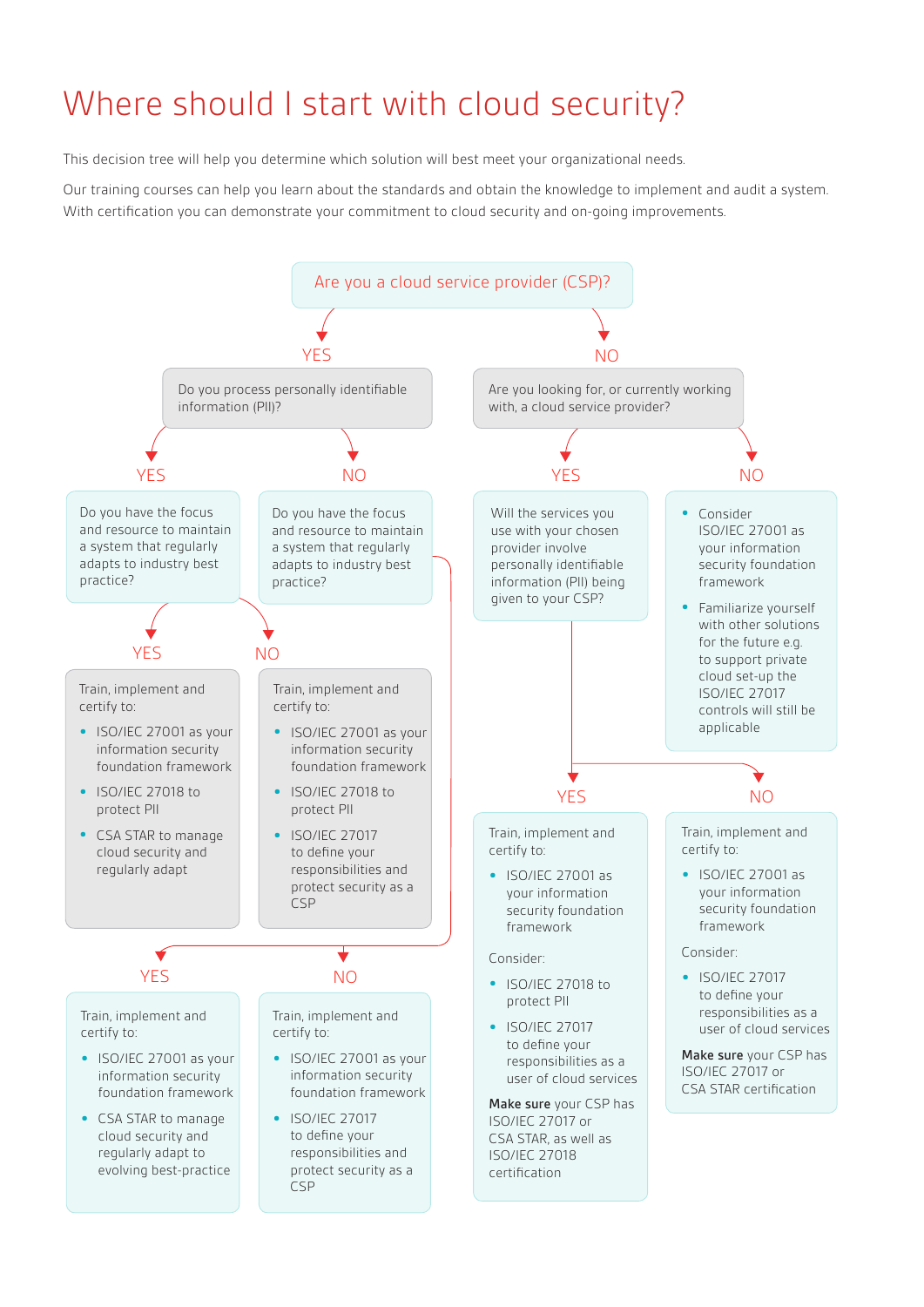# Where should I start with cloud security?

This decision tree will help you determine which solution will best meet your organizational needs.

Our training courses can help you learn about the standards and obtain the knowledge to implement and audit a system. With certification you can demonstrate your commitment to cloud security and on-going improvements.

## Are you a cloud service provider (CSP)?

### YES

Do you process personally identifiable information (PII)?

**YES**

Do you have the focus and resource to maintain a system that regularly adapts to industry best practice?

- **YES**

  Train, implement and certify to:

  - ISO/IEC 27001 as your information security foundation framework
  - ISO/IEC 27018 to protect PII
  - CSA STAR to manage cloud security and regularly adapt

- **NO**

  Train, implement and certify to:

  - ISO/IEC 27001 as your information security foundation framework
  - ISO/IEC 27018 to protect PII
  - ISO/IEC 27017 to define your responsibilities and protect security as a CSP

**NO**

Do you have the focus and resource to maintain a system that regularly adapts to industry best practice?

- **YES**

  Train, implement and certify to:

  - ISO/IEC 27001 as your information security foundation framework
  - CSA STAR to manage cloud security and regularly adapt to evolving best-practice

- **NO**

  Train, implement and certify to:

  - ISO/IEC 27001 as your information security foundation framework
  - ISO/IEC 27017 to define your responsibilities and protect security as a CSP

### NO

Are you looking for, or currently working with, a cloud service provider?

**YES**

Will the services you use with your chosen provider involve personally identifiable information (PII) being given to your CSP?

- **YES**

  Train, implement and certify to:

  - ISO/IEC 27001 as your information security foundation framework

  Consider:

  - ISO/IEC 27018 to protect PII
  - ISO/IEC 27017 to define your responsibilities as a user of cloud services

  **Make sure** your CSP has ISO/IEC 27017 or CSA STAR, as well as ISO/IEC 27018 certification

- **NO**

  Train, implement and certify to:

  - ISO/IEC 27001 as your information security foundation framework

  Consider:

  - ISO/IEC 27017 to define your responsibilities as a user of cloud services

  **Make sure** your CSP has ISO/IEC 27017 or CSA STAR certification

**NO**

- Consider ISO/IEC 27001 as your information security foundation framework
- Familiarize yourself with other solutions for the future e.g. to support private cloud set-up the ISO/IEC 27017 controls will still be applicable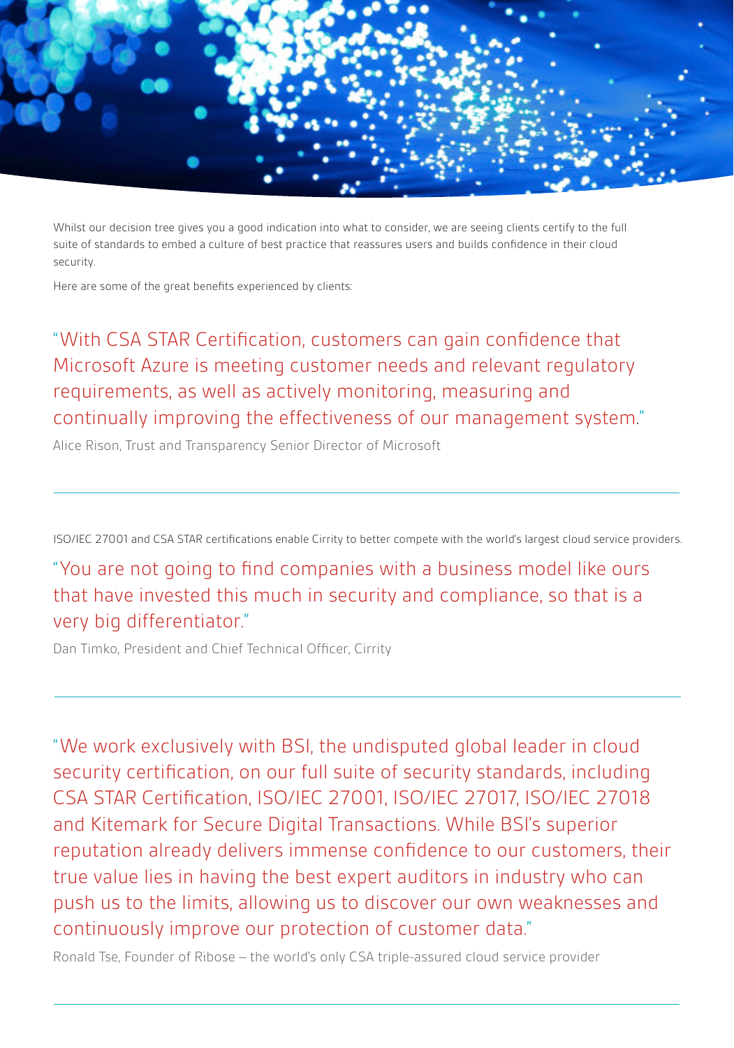Whilst our decision tree gives you a good indication into what to consider, we are seeing clients certify to the full suite of standards to embed a culture of best practice that reassures users and builds confidence in their cloud security.

Here are some of the great benefits experienced by clients:

> "With CSA STAR Certification, customers can gain confidence that Microsoft Azure is meeting customer needs and relevant regulatory requirements, as well as actively monitoring, measuring and continually improving the effectiveness of our management system."

Alice Rison, Trust and Transparency Senior Director of Microsoft

---

ISO/IEC 27001 and CSA STAR certifications enable Cirrity to better compete with the world's largest cloud service providers.

> "You are not going to find companies with a business model like ours that have invested this much in security and compliance, so that is a very big differentiator."

Dan Timko, President and Chief Technical Officer, Cirrity

---

> "We work exclusively with BSI, the undisputed global leader in cloud security certification, on our full suite of security standards, including CSA STAR Certification, ISO/IEC 27001, ISO/IEC 27017, ISO/IEC 27018 and Kitemark for Secure Digital Transactions. While BSI's superior reputation already delivers immense confidence to our customers, their true value lies in having the best expert auditors in industry who can push us to the limits, allowing us to discover our own weaknesses and continuously improve our protection of customer data."

Ronald Tse, Founder of Ribose – the world's only CSA triple-assured cloud service provider

---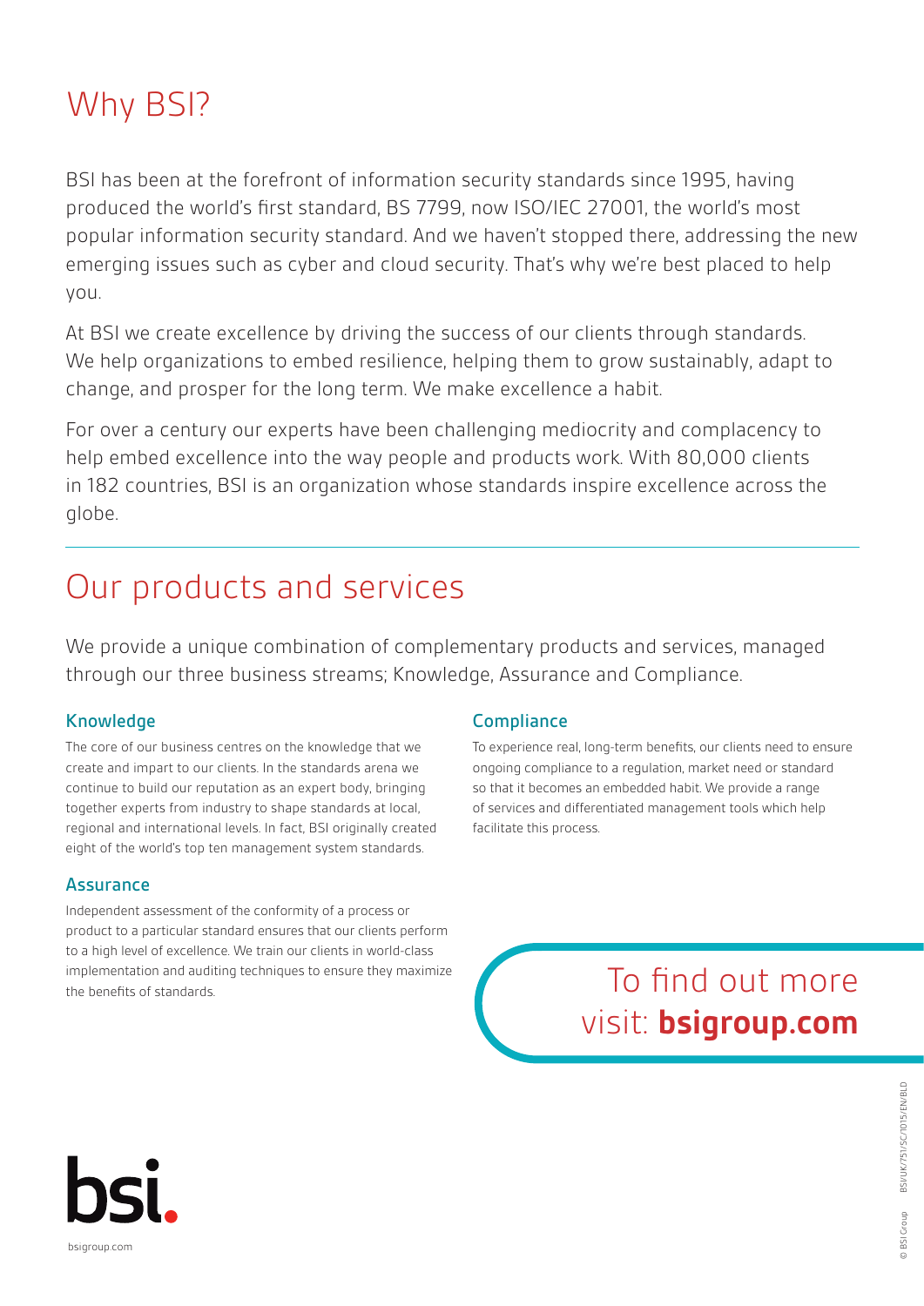# Why BSI?

BSI has been at the forefront of information security standards since 1995, having produced the world's first standard, BS 7799, now ISO/IEC 27001, the world's most popular information security standard. And we haven't stopped there, addressing the new emerging issues such as cyber and cloud security. That's why we're best placed to help you.

At BSI we create excellence by driving the success of our clients through standards. We help organizations to embed resilience, helping them to grow sustainably, adapt to change, and prosper for the long term. We make excellence a habit.

For over a century our experts have been challenging mediocrity and complacency to help embed excellence into the way people and products work. With 80,000 clients in 182 countries, BSI is an organization whose standards inspire excellence across the globe.

# Our products and services

We provide a unique combination of complementary products and services, managed through our three business streams; Knowledge, Assurance and Compliance.

### Knowledge

The core of our business centres on the knowledge that we create and impart to our clients. In the standards arena we continue to build our reputation as an expert body, bringing together experts from industry to shape standards at local, regional and international levels. In fact, BSI originally created eight of the world's top ten management system standards.

### Assurance

Independent assessment of the conformity of a process or product to a particular standard ensures that our clients perform to a high level of excellence. We train our clients in world-class implementation and auditing techniques to ensure they maximize the benefits of standards.

### Compliance

To experience real, long-term benefits, our clients need to ensure ongoing compliance to a regulation, market need or standard so that it becomes an embedded habit. We provide a range of services and differentiated management tools which help facilitate this process.

To find out more visit: **bsigroup.com**

bsi.

bsigroup.com

© BSI Group BSI/UK/751/SC/1015/EN/BLD